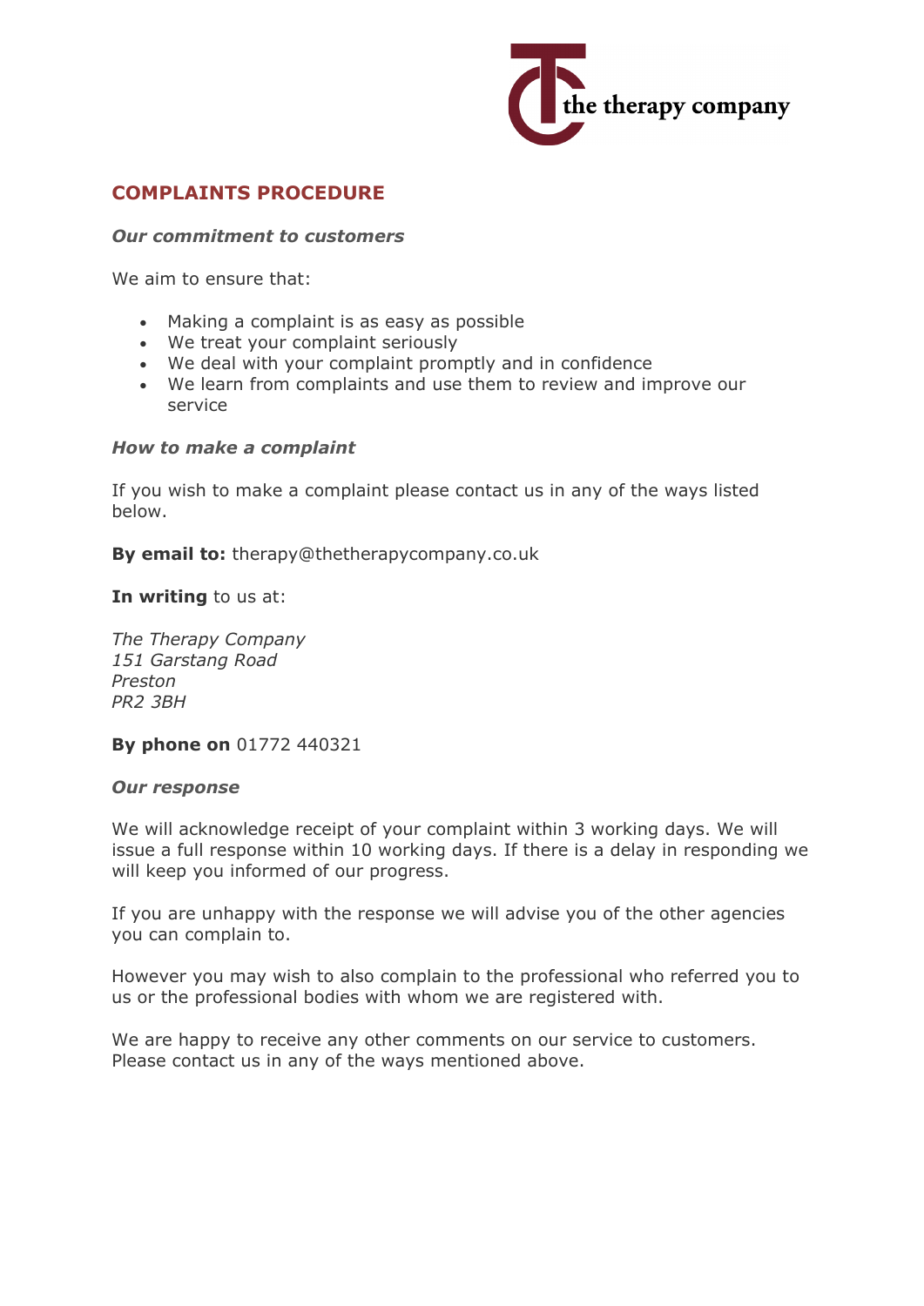the therapy company

# COMPLAINTS PROCEDURE

***Our commitment to customers***

We aim to ensure that:

- Making a complaint is as easy as possible
- We treat your complaint seriously
- We deal with your complaint promptly and in confidence
- We learn from complaints and use them to review and improve our service

***How to make a complaint***

If you wish to make a complaint please contact us in any of the ways listed below.

**By email to:** therapy@thetherapycompany.co.uk

**In writing** to us at:

*The Therapy Company*
*151 Garstang Road*
*Preston*
*PR2 3BH*

**By phone on** 01772 440321

***Our response***

We will acknowledge receipt of your complaint within 3 working days. We will issue a full response within 10 working days. If there is a delay in responding we will keep you informed of our progress.

If you are unhappy with the response we will advise you of the other agencies you can complain to.

However you may wish to also complain to the professional who referred you to us or the professional bodies with whom we are registered with.

We are happy to receive any other comments on our service to customers. Please contact us in any of the ways mentioned above.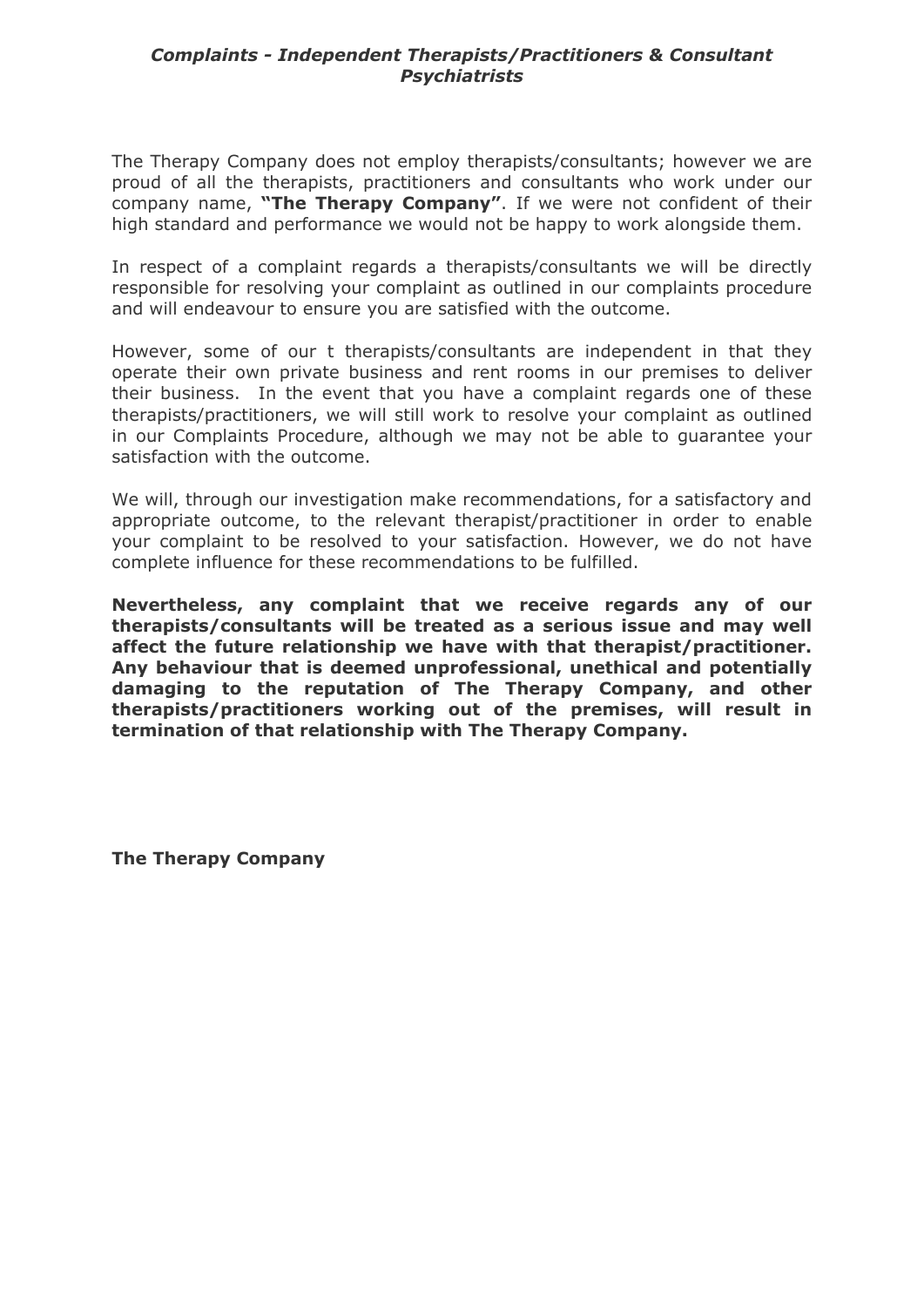### *Complaints - Independent Therapists/Practitioners & Consultant Psychiatrists*

The Therapy Company does not employ therapists/consultants; however we are proud of all the therapists, practitioners and consultants who work under our company name, **"The Therapy Company"**. If we were not confident of their high standard and performance we would not be happy to work alongside them.

In respect of a complaint regards a therapists/consultants we will be directly responsible for resolving your complaint as outlined in our complaints procedure and will endeavour to ensure you are satisfied with the outcome.

However, some of our t therapists/consultants are independent in that they operate their own private business and rent rooms in our premises to deliver their business. In the event that you have a complaint regards one of these therapists/practitioners, we will still work to resolve your complaint as outlined in our Complaints Procedure, although we may not be able to guarantee your satisfaction with the outcome.

We will, through our investigation make recommendations, for a satisfactory and appropriate outcome, to the relevant therapist/practitioner in order to enable your complaint to be resolved to your satisfaction. However, we do not have complete influence for these recommendations to be fulfilled.

**Nevertheless, any complaint that we receive regards any of our therapists/consultants will be treated as a serious issue and may well affect the future relationship we have with that therapist/practitioner. Any behaviour that is deemed unprofessional, unethical and potentially damaging to the reputation of The Therapy Company, and other therapists/practitioners working out of the premises, will result in termination of that relationship with The Therapy Company.**

**The Therapy Company**